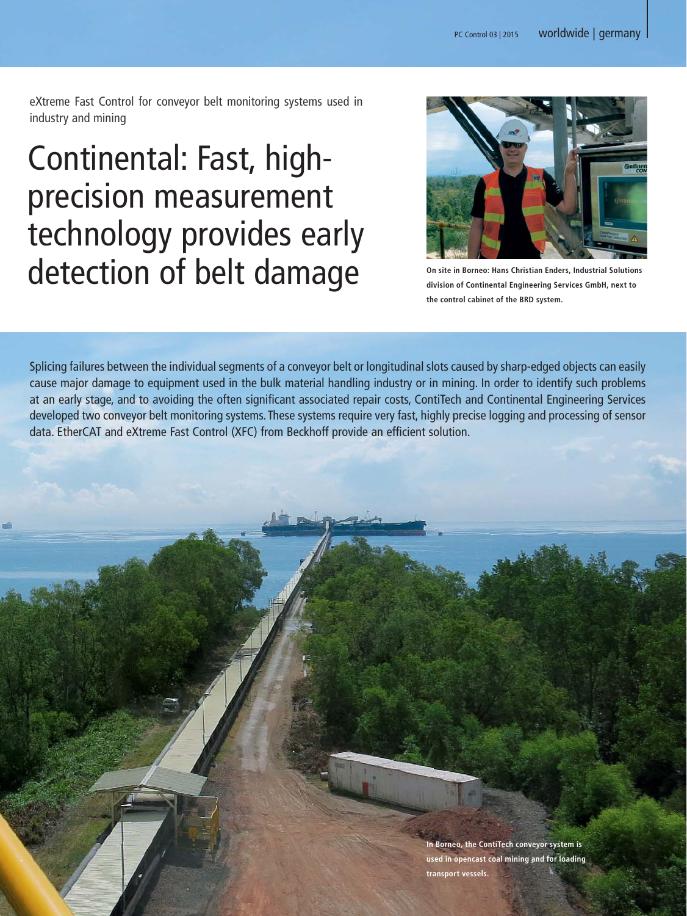eXtreme Fast Control for conveyor belt monitoring systems used in industry and mining

# Continental: Fast, high-precision measurement technology provides early detection of belt damage

**On site in Borneo: Hans Christian Enders, Industrial Solutions division of Continental Engineering Services GmbH, next to the control cabinet of the BRD system.**

Splicing failures between the individual segments of a conveyor belt or longitudinal slots caused by sharp-edged objects can easily cause major damage to equipment used in the bulk material handling industry or in mining. In order to identify such problems at an early stage, and to avoiding the often significant associated repair costs, ContiTech and Continental Engineering Services developed two conveyor belt monitoring systems. These systems require very fast, highly precise logging and processing of sensor data. EtherCAT and eXtreme Fast Control (XFC) from Beckhoff provide an efficient solution.

**In Borneo, the ContiTech conveyor system is used in opencast coal mining and for loading transport vessels.**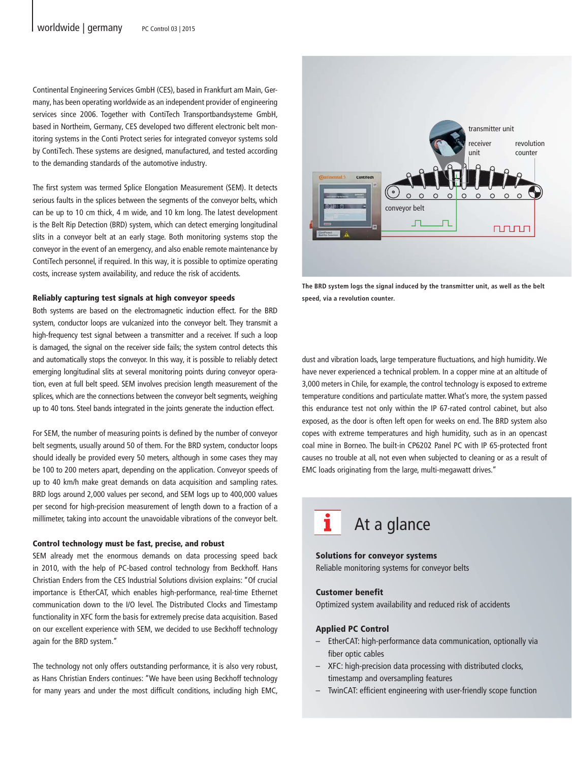Continental Engineering Services GmbH (CES), based in Frankfurt am Main, Germany, has been operating worldwide as an independent provider of engineering services since 2006. Together with ContiTech Transportbandsysteme GmbH, based in Northeim, Germany, CES developed two different electronic belt monitoring systems in the Conti Protect series for integrated conveyor systems sold by ContiTech. These systems are designed, manufactured, and tested according to the demanding standards of the automotive industry.

The first system was termed Splice Elongation Measurement (SEM). It detects serious faults in the splices between the segments of the conveyor belts, which can be up to 10 cm thick, 4 m wide, and 10 km long. The latest development is the Belt Rip Detection (BRD) system, which can detect emerging longitudinal slits in a conveyor belt at an early stage. Both monitoring systems stop the conveyor in the event of an emergency, and also enable remote maintenance by ContiTech personnel, if required. In this way, it is possible to optimize operating costs, increase system availability, and reduce the risk of accidents.

### Reliably capturing test signals at high conveyor speeds

Both systems are based on the electromagnetic induction effect. For the BRD system, conductor loops are vulcanized into the conveyor belt. They transmit a high-frequency test signal between a transmitter and a receiver. If such a loop is damaged, the signal on the receiver side fails; the system control detects this and automatically stops the conveyor. In this way, it is possible to reliably detect emerging longitudinal slits at several monitoring points during conveyor operation, even at full belt speed. SEM involves precision length measurement of the splices, which are the connections between the conveyor belt segments, weighing up to 40 tons. Steel bands integrated in the joints generate the induction effect.

For SEM, the number of measuring points is defined by the number of conveyor belt segments, usually around 50 of them. For the BRD system, conductor loops should ideally be provided every 50 meters, although in some cases they may be 100 to 200 meters apart, depending on the application. Conveyor speeds of up to 40 km/h make great demands on data acquisition and sampling rates. BRD logs around 2,000 values per second, and SEM logs up to 400,000 values per second for high-precision measurement of length down to a fraction of a millimeter, taking into account the unavoidable vibrations of the conveyor belt.

### Control technology must be fast, precise, and robust

SEM already met the enormous demands on data processing speed back in 2010, with the help of PC-based control technology from Beckhoff. Hans Christian Enders from the CES Industrial Solutions division explains: "Of crucial importance is EtherCAT, which enables high-performance, real-time Ethernet communication down to the I/O level. The Distributed Clocks and Timestamp functionality in XFC form the basis for extremely precise data acquisition. Based on our excellent experience with SEM, we decided to use Beckhoff technology again for the BRD system."

The technology not only offers outstanding performance, it is also very robust, as Hans Christian Enders continues: "We have been using Beckhoff technology for many years and under the most difficult conditions, including high EMC, dust and vibration loads, large temperature fluctuations, and high humidity. We have never experienced a technical problem. In a copper mine at an altitude of 3,000 meters in Chile, for example, the control technology is exposed to extreme temperature conditions and particulate matter. What's more, the system passed this endurance test not only within the IP 67-rated control cabinet, but also exposed, as the door is often left open for weeks on end. The BRD system also copes with extreme temperatures and high humidity, such as in an opencast coal mine in Borneo. The built-in CP6202 Panel PC with IP 65-protected front causes no trouble at all, not even when subjected to cleaning or as a result of EMC loads originating from the large, multi-megawatt drives."

The BRD system logs the signal induced by the transmitter unit, as well as the belt speed, via a revolution counter.

## At a glance

**Solutions for conveyor systems**
Reliable monitoring systems for conveyor belts

**Customer benefit**
Optimized system availability and reduced risk of accidents

**Applied PC Control**

- EtherCAT: high-performance data communication, optionally via fiber optic cables
- XFC: high-precision data processing with distributed clocks, timestamp and oversampling features
- TwinCAT: efficient engineering with user-friendly scope function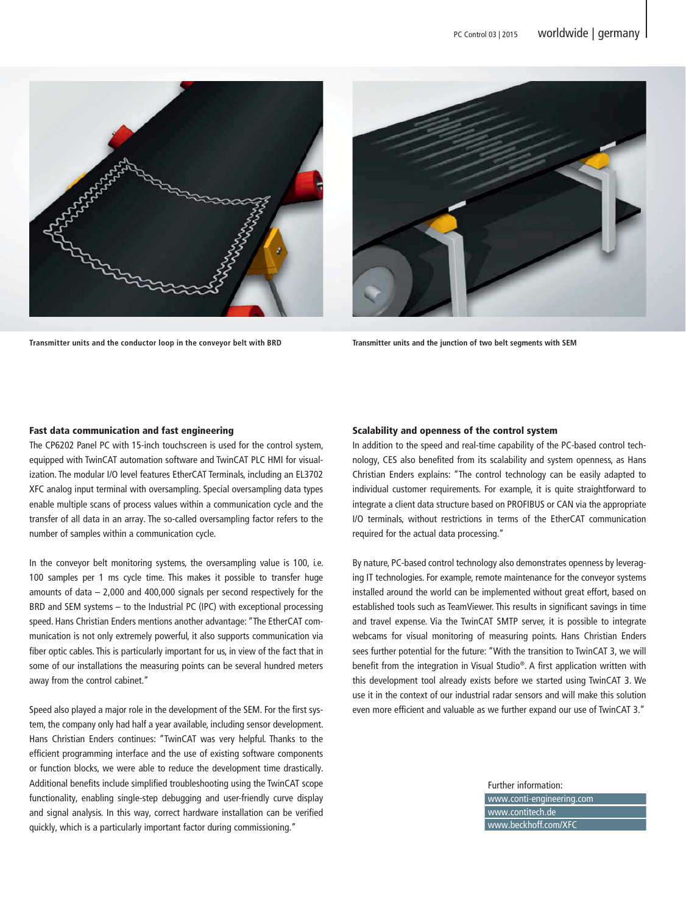Transmitter units and the conductor loop in the conveyor belt with BRD

Transmitter units and the junction of two belt segments with SEM

**Fast data communication and fast engineering**

The CP6202 Panel PC with 15-inch touchscreen is used for the control system, equipped with TwinCAT automation software and TwinCAT PLC HMI for visualization. The modular I/O level features EtherCAT Terminals, including an EL3702 XFC analog input terminal with oversampling. Special oversampling data types enable multiple scans of process values within a communication cycle and the transfer of all data in an array. The so-called oversampling factor refers to the number of samples within a communication cycle.

In the conveyor belt monitoring systems, the oversampling value is 100, i.e. 100 samples per 1 ms cycle time. This makes it possible to transfer huge amounts of data – 2,000 and 400,000 signals per second respectively for the BRD and SEM systems – to the Industrial PC (IPC) with exceptional processing speed. Hans Christian Enders mentions another advantage: "The EtherCAT communication is not only extremely powerful, it also supports communication via fiber optic cables. This is particularly important for us, in view of the fact that in some of our installations the measuring points can be several hundred meters away from the control cabinet."

Speed also played a major role in the development of the SEM. For the first system, the company only had half a year available, including sensor development. Hans Christian Enders continues: "TwinCAT was very helpful. Thanks to the efficient programming interface and the use of existing software components or function blocks, we were able to reduce the development time drastically. Additional benefits include simplified troubleshooting using the TwinCAT scope functionality, enabling single-step debugging and user-friendly curve display and signal analysis. In this way, correct hardware installation can be verified quickly, which is a particularly important factor during commissioning."

**Scalability and openness of the control system**

In addition to the speed and real-time capability of the PC-based control technology, CES also benefited from its scalability and system openness, as Hans Christian Enders explains: "The control technology can be easily adapted to individual customer requirements. For example, it is quite straightforward to integrate a client data structure based on PROFIBUS or CAN via the appropriate I/O terminals, without restrictions in terms of the EtherCAT communication required for the actual data processing."

By nature, PC-based control technology also demonstrates openness by leveraging IT technologies. For example, remote maintenance for the conveyor systems installed around the world can be implemented without great effort, based on established tools such as TeamViewer. This results in significant savings in time and travel expense. Via the TwinCAT SMTP server, it is possible to integrate webcams for visual monitoring of measuring points. Hans Christian Enders sees further potential for the future: "With the transition to TwinCAT 3, we will benefit from the integration in Visual Studio®. A first application written with this development tool already exists before we started using TwinCAT 3. We use it in the context of our industrial radar sensors and will make this solution even more efficient and valuable as we further expand our use of TwinCAT 3."

Further information:
www.conti-engineering.com
www.contitech.de
www.beckhoff.com/XFC